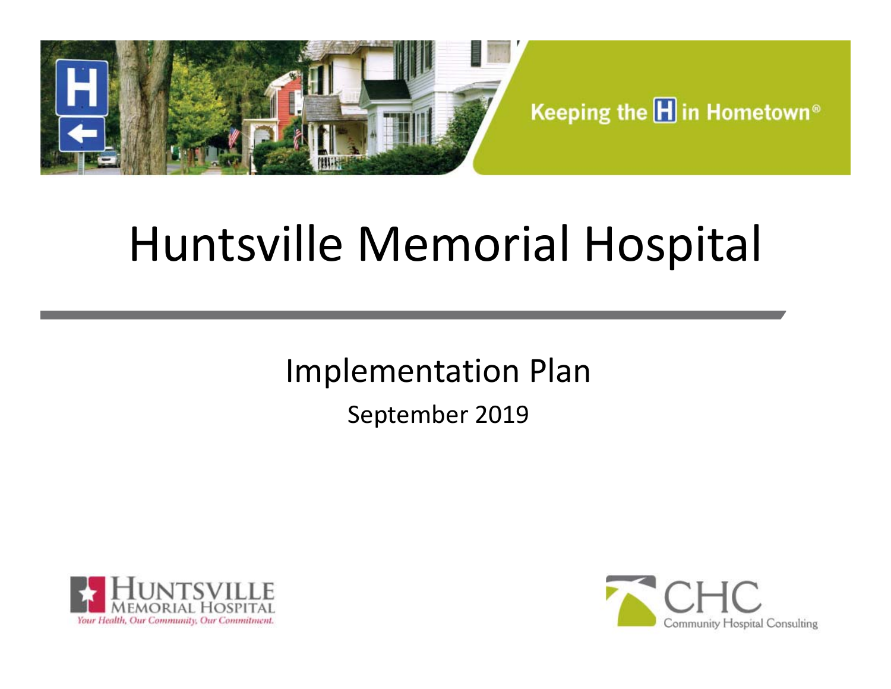Keeping the H in Hometown®

# Huntsville Memorial Hospital

## Implementation Plan

September 2019

Huntsville Memorial Hospital
*Your Health, Our Community, Our Commitment.*

CHC Community Hospital Consulting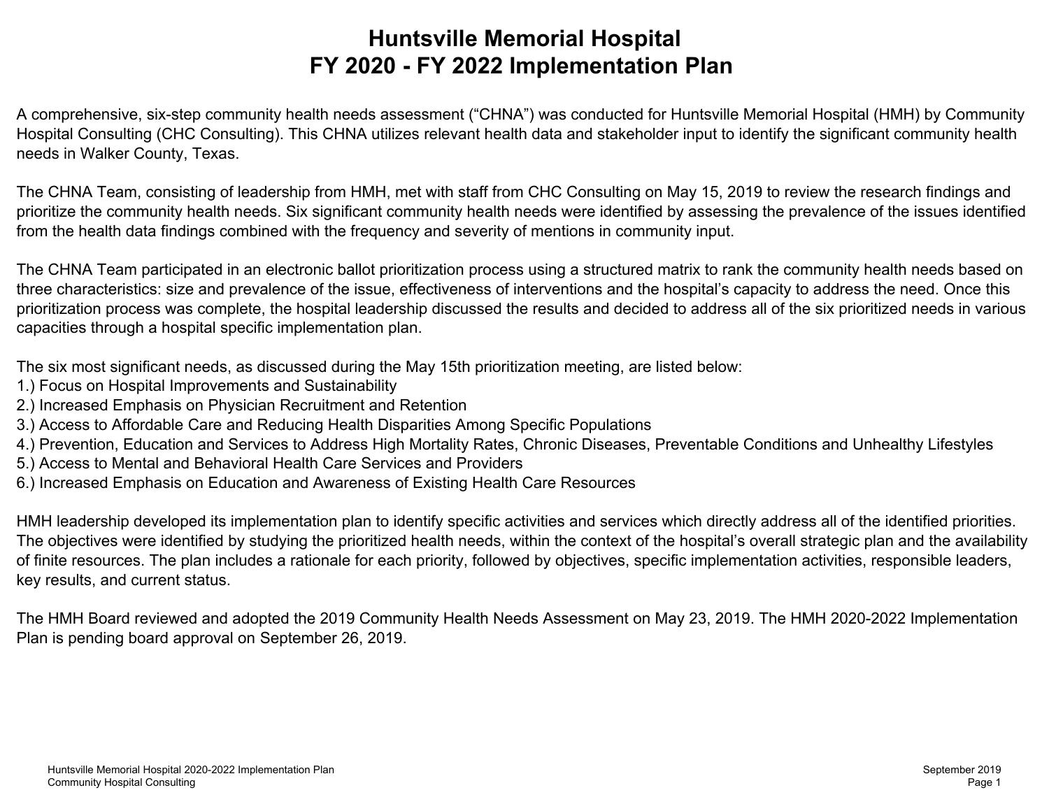# Huntsville Memorial Hospital
# FY 2020 - FY 2022 Implementation Plan

A comprehensive, six-step community health needs assessment ("CHNA") was conducted for Huntsville Memorial Hospital (HMH) by Community Hospital Consulting (CHC Consulting). This CHNA utilizes relevant health data and stakeholder input to identify the significant community health needs in Walker County, Texas.

The CHNA Team, consisting of leadership from HMH, met with staff from CHC Consulting on May 15, 2019 to review the research findings and prioritize the community health needs. Six significant community health needs were identified by assessing the prevalence of the issues identified from the health data findings combined with the frequency and severity of mentions in community input.

The CHNA Team participated in an electronic ballot prioritization process using a structured matrix to rank the community health needs based on three characteristics: size and prevalence of the issue, effectiveness of interventions and the hospital's capacity to address the need. Once this prioritization process was complete, the hospital leadership discussed the results and decided to address all of the six prioritized needs in various capacities through a hospital specific implementation plan.

The six most significant needs, as discussed during the May 15th prioritization meeting, are listed below:
1.) Focus on Hospital Improvements and Sustainability
2.) Increased Emphasis on Physician Recruitment and Retention
3.) Access to Affordable Care and Reducing Health Disparities Among Specific Populations
4.) Prevention, Education and Services to Address High Mortality Rates, Chronic Diseases, Preventable Conditions and Unhealthy Lifestyles
5.) Access to Mental and Behavioral Health Care Services and Providers
6.) Increased Emphasis on Education and Awareness of Existing Health Care Resources

HMH leadership developed its implementation plan to identify specific activities and services which directly address all of the identified priorities. The objectives were identified by studying the prioritized health needs, within the context of the hospital's overall strategic plan and the availability of finite resources. The plan includes a rationale for each priority, followed by objectives, specific implementation activities, responsible leaders, key results, and current status.

The HMH Board reviewed and adopted the 2019 Community Health Needs Assessment on May 23, 2019. The HMH 2020-2022 Implementation Plan is pending board approval on September 26, 2019.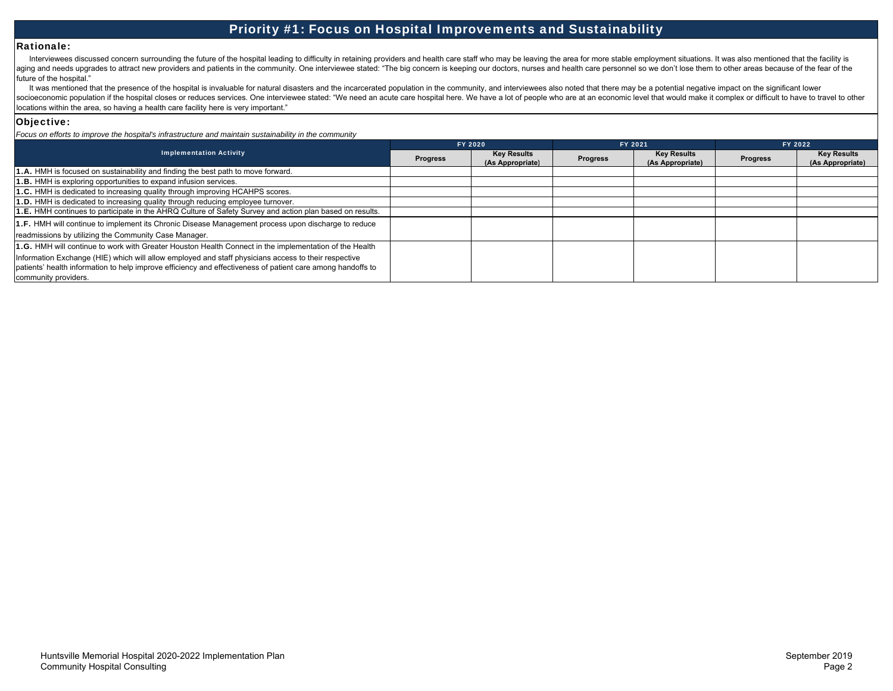# Priority #1: Focus on Hospital Improvements and Sustainability

## Rationale:

Interviewees discussed concern surrounding the future of the hospital leading to difficulty in retaining providers and health care staff who may be leaving the area for more stable employment situations. It was also mentioned that the facility is aging and needs upgrades to attract new providers and patients in the community. One interviewee stated: "The big concern is keeping our doctors, nurses and health care personnel so we don't lose them to other areas because of the fear of the future of the hospital."

It was mentioned that the presence of the hospital is invaluable for natural disasters and the incarcerated population in the community, and interviewees also noted that there may be a potential negative impact on the significant lower socioeconomic population if the hospital closes or reduces services. One interviewee stated: "We need an acute care hospital here. We have a lot of people who are at an economic level that would make it complex or difficult to have to travel to other locations within the area, so having a health care facility here is very important."

## Objective:

*Focus on efforts to improve the hospital's infrastructure and maintain sustainability in the community*

| Implementation Activity | FY 2020 | | FY 2021 | | FY 2022 | |
|---|---|---|---|---|---|---|
| | Progress | Key Results (As Appropriate) | Progress | Key Results (As Appropriate) | Progress | Key Results (As Appropriate) |
| **1.A.** HMH is focused on sustainability and finding the best path to move forward. | | | | | | |
| **1.B.** HMH is exploring opportunities to expand infusion services. | | | | | | |
| **1.C.** HMH is dedicated to increasing quality through improving HCAHPS scores. | | | | | | |
| **1.D.** HMH is dedicated to increasing quality through reducing employee turnover. | | | | | | |
| **1.E.** HMH continues to participate in the AHRQ Culture of Safety Survey and action plan based on results. | | | | | | |
| **1.F.** HMH will continue to implement its Chronic Disease Management process upon discharge to reduce readmissions by utilizing the Community Case Manager. | | | | | | |
| **1.G.** HMH will continue to work with Greater Houston Health Connect in the implementation of the Health Information Exchange (HIE) which will allow employed and staff physicians access to their respective patients' health information to help improve efficiency and effectiveness of patient care among handoffs to community providers. | | | | | | |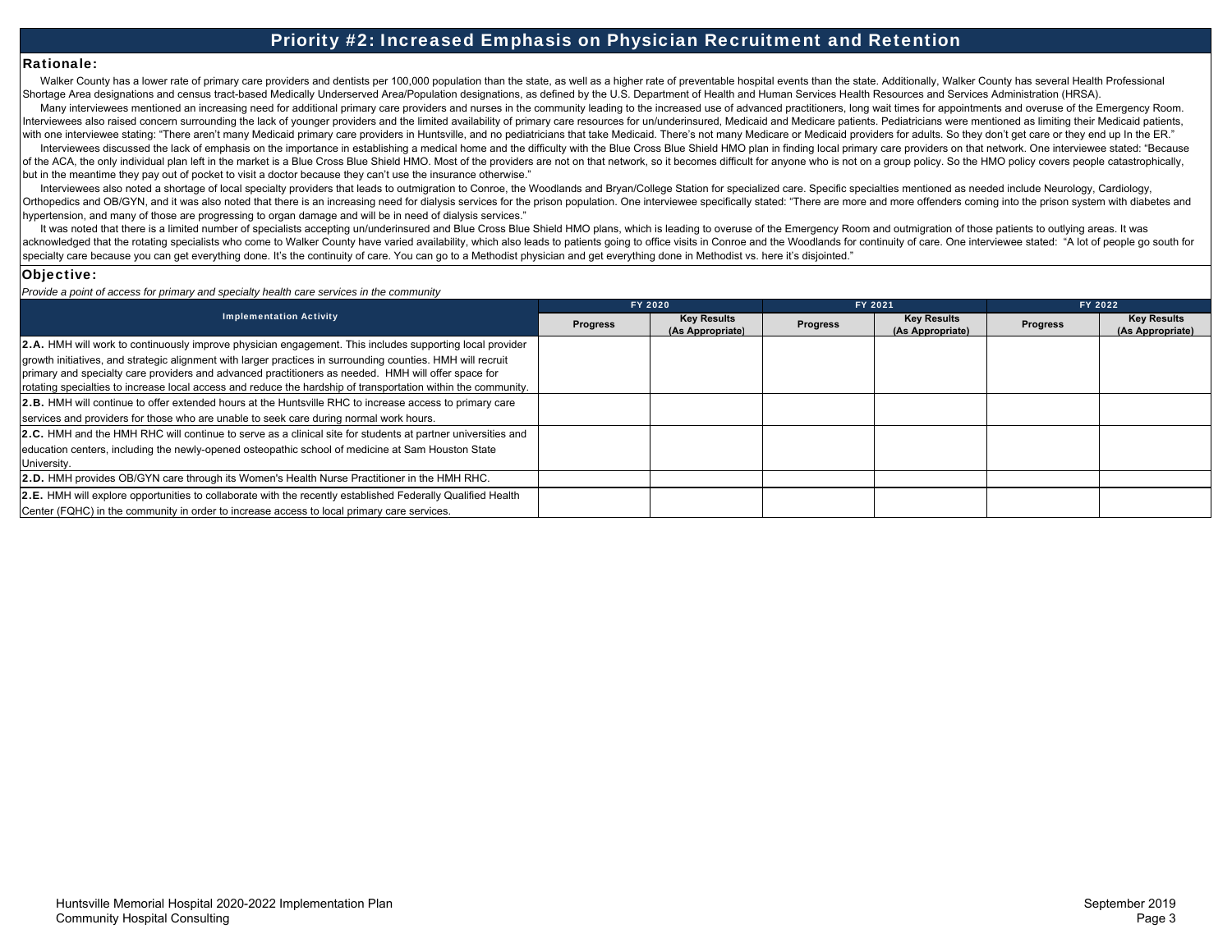# Priority #2: Increased Emphasis on Physician Recruitment and Retention

## Rationale:

Walker County has a lower rate of primary care providers and dentists per 100,000 population than the state, as well as a higher rate of preventable hospital events than the state. Additionally, Walker County has several Health Professional Shortage Area designations and census tract-based Medically Underserved Area/Population designations, as defined by the U.S. Department of Health and Human Services Health Resources and Services Administration (HRSA).

Many interviewees mentioned an increasing need for additional primary care providers and nurses in the community leading to the increased use of advanced practitioners, long wait times for appointments and overuse of the Emergency Room. Interviewees also raised concern surrounding the lack of younger providers and the limited availability of primary care resources for un/underinsured, Medicaid and Medicare patients. Pediatricians were mentioned as limiting their Medicaid patients, with one interviewee stating: "There aren't many Medicaid primary care providers in Huntsville, and no pediatricians that take Medicaid. There's not many Medicare or Medicaid providers for adults. So they don't get care or they end up In the ER."

Interviewees discussed the lack of emphasis on the importance in establishing a medical home and the difficulty with the Blue Cross Blue Shield HMO plan in finding local primary care providers on that network. One interviewee stated: "Because of the ACA, the only individual plan left in the market is a Blue Cross Blue Shield HMO. Most of the providers are not on that network, so it becomes difficult for anyone who is not on a group policy. So the HMO policy covers people catastrophically, but in the meantime they pay out of pocket to visit a doctor because they can't use the insurance otherwise."

Interviewees also noted a shortage of local specialty providers that leads to outmigration to Conroe, the Woodlands and Bryan/College Station for specialized care. Specific specialties mentioned as needed include Neurology, Cardiology, Orthopedics and OB/GYN, and it was also noted that there is an increasing need for dialysis services for the prison population. One interviewee specifically stated: "There are more and more offenders coming into the prison system with diabetes and hypertension, and many of those are progressing to organ damage and will be in need of dialysis services."

It was noted that there is a limited number of specialists accepting un/underinsured and Blue Cross Blue Shield HMO plans, which is leading to overuse of the Emergency Room and outmigration of those patients to outlying areas. It was acknowledged that the rotating specialists who come to Walker County have varied availability, which also leads to patients going to office visits in Conroe and the Woodlands for continuity of care. One interviewee stated: "A lot of people go south for specialty care because you can get everything done. It's the continuity of care. You can go to a Methodist physician and get everything done in Methodist vs. here it's disjointed."

## Objective:

*Provide a point of access for primary and specialty health care services in the community*

| Implementation Activity | FY 2020 | | FY 2021 | | FY 2022 | |
|---|---|---|---|---|---|---|
| | Progress | Key Results (As Appropriate) | Progress | Key Results (As Appropriate) | Progress | Key Results (As Appropriate) |
| **2.A.** HMH will work to continuously improve physician engagement. This includes supporting local provider growth initiatives, and strategic alignment with larger practices in surrounding counties. HMH will recruit primary and specialty care providers and advanced practitioners as needed. HMH will offer space for rotating specialties to increase local access and reduce the hardship of transportation within the community. | | | | | | |
| **2.B.** HMH will continue to offer extended hours at the Huntsville RHC to increase access to primary care services and providers for those who are unable to seek care during normal work hours. | | | | | | |
| **2.C.** HMH and the HMH RHC will continue to serve as a clinical site for students at partner universities and education centers, including the newly-opened osteopathic school of medicine at Sam Houston State University. | | | | | | |
| **2.D.** HMH provides OB/GYN care through its Women's Health Nurse Practitioner in the HMH RHC. | | | | | | |
| **2.E.** HMH will explore opportunities to collaborate with the recently established Federally Qualified Health Center (FQHC) in the community in order to increase access to local primary care services. | | | | | | |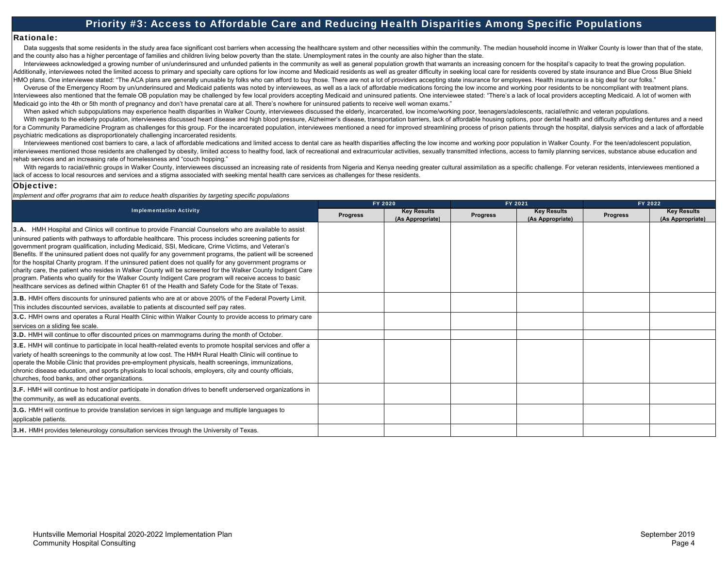# Priority #3: Access to Affordable Care and Reducing Health Disparities Among Specific Populations

## Rationale:

Data suggests that some residents in the study area face significant cost barriers when accessing the healthcare system and other necessities within the community. The median household income in Walker County is lower than that of the state, and the county also has a higher percentage of families and children living below poverty than the state. Unemployment rates in the county are also higher than the state.

Interviewees acknowledged a growing number of un/underinsured and unfunded patients in the community as well as general population growth that warrants an increasing concern for the hospital's capacity to treat the growing population. Additionally, interviewees noted the limited access to primary and specialty care options for low income and Medicaid residents as well as greater difficulty in seeking local care for residents covered by state insurance and Blue Cross Blue Shield HMO plans. One interviewee stated: "The ACA plans are generally unusable by folks who can afford to buy those. There are not a lot of providers accepting state insurance for employees. Health insurance is a big deal for our folks."

Overuse of the Emergency Room by un/underinsured and Medicaid patients was noted by interviewees, as well as a lack of affordable medications forcing the low income and working poor residents to be noncompliant with treatment plans. Interviewees also mentioned that the female OB population may be challenged by few local providers accepting Medicaid and uninsured patients. One interviewee stated: "There's a lack of local providers accepting Medicaid. A lot of women with Medicaid go into the 4th or 5th month of pregnancy and don't have prenatal care at all. There's nowhere for uninsured patients to receive well woman exams."

When asked which subpopulations may experience health disparities in Walker County, interviewees discussed the elderly, incarcerated, low income/working poor, teenagers/adolescents, racial/ethnic and veteran populations.

With regards to the elderly population, interviewees discussed heart disease and high blood pressure, Alzheimer's disease, transportation barriers, lack of affordable housing options, poor dental health and difficulty affording dentures and a need for a Community Paramedicine Program as challenges for this group. For the incarcerated population, interviewees mentioned a need for improved streamlining process of prison patients through the hospital, dialysis services and a lack of affordable psychiatric medications as disproportionately challenging incarcerated residents.

Interviewees mentioned cost barriers to care, a lack of affordable medications and limited access to dental care as health disparities affecting the low income and working poor population in Walker County. For the teen/adolescent population, interviewees mentioned those residents are challenged by obesity, limited access to healthy food, lack of recreational and extracurricular activities, sexually transmitted infections, access to family planning services, substance abuse education and rehab services and an increasing rate of homelessness and "couch hopping."

With regards to racial/ethnic groups in Walker County, interviewees discussed an increasing rate of residents from Nigeria and Kenya needing greater cultural assimilation as a specific challenge. For veteran residents, interviewees mentioned a lack of access to local resources and services and a stigma associated with seeking mental health care services as challenges for these residents.

## Objective:

*Implement and offer programs that aim to reduce health disparities by targeting specific populations*

| Implementation Activity | FY 2020 | | FY 2021 | | FY 2022 | |
|---|---|---|---|---|---|---|
| | Progress | Key Results (As Appropriate) | Progress | Key Results (As Appropriate) | Progress | Key Results (As Appropriate) |
| **3.A.** HMH Hospital and Clinics will continue to provide Financial Counselors who are available to assist uninsured patients with pathways to affordable healthcare. This process includes screening patients for government program qualification, including Medicaid, SSI, Medicare, Crime Victims, and Veteran's Benefits. If the uninsured patient does not qualify for any government programs, the patient will be screened for the hospital Charity program. If the uninsured patient does not qualify for any government programs or charity care, the patient who resides in Walker County will be screened for the Walker County Indigent Care program. Patients who qualify for the Walker County Indigent Care program will receive access to basic healthcare services as defined within Chapter 61 of the Health and Safety Code for the State of Texas. | | | | | | |
| **3.B.** HMH offers discounts for uninsured patients who are at or above 200% of the Federal Poverty Limit. This includes discounted services, available to patients at discounted self pay rates. | | | | | | |
| **3.C.** HMH owns and operates a Rural Health Clinic within Walker County to provide access to primary care services on a sliding fee scale. | | | | | | |
| **3.D.** HMH will continue to offer discounted prices on mammograms during the month of October. | | | | | | |
| **3.E.** HMH will continue to participate in local health-related events to promote hospital services and offer a variety of health screenings to the community at low cost. The HMH Rural Health Clinic will continue to operate the Mobile Clinic that provides pre-employment physicals, health screenings, immunizations, chronic disease education, and sports physicals to local schools, employers, city and county officials, churches, food banks, and other organizations. | | | | | | |
| **3.F.** HMH will continue to host and/or participate in donation drives to benefit underserved organizations in the community, as well as educational events. | | | | | | |
| **3.G.** HMH will continue to provide translation services in sign language and multiple languages to applicable patients. | | | | | | |
| **3.H.** HMH provides teleneurology consultation services through the University of Texas. | | | | | | |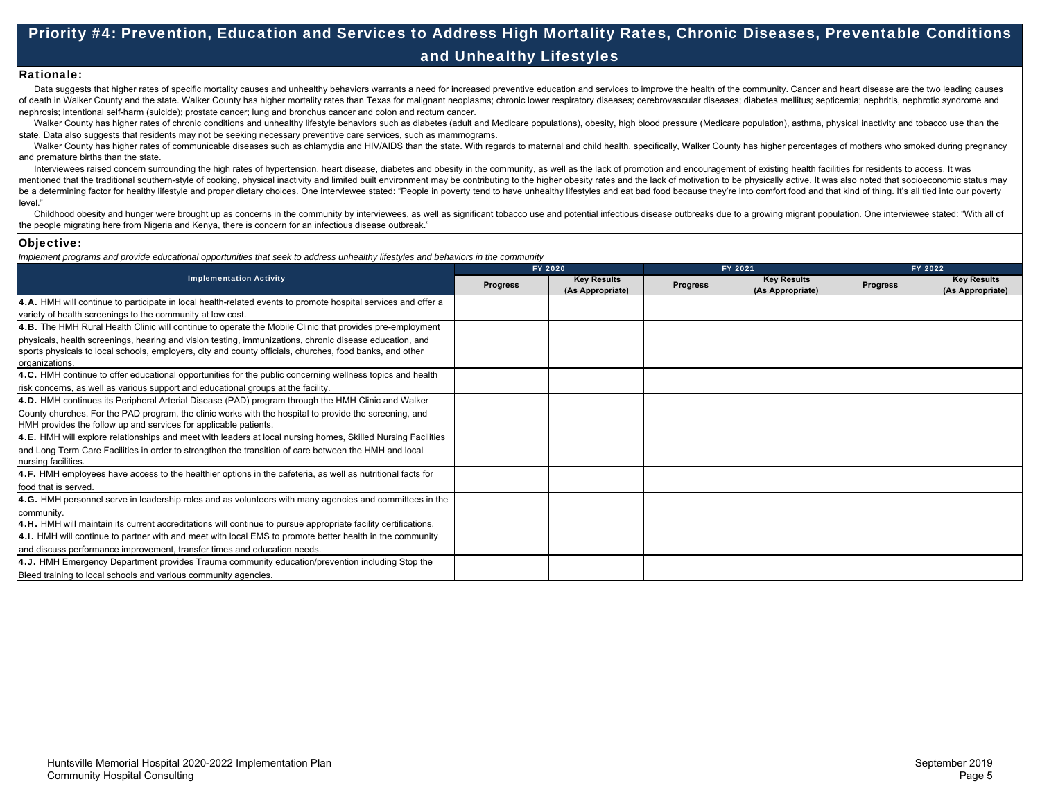# Priority #4: Prevention, Education and Services to Address High Mortality Rates, Chronic Diseases, Preventable Conditions and Unhealthy Lifestyles

## Rationale:

Data suggests that higher rates of specific mortality causes and unhealthy behaviors warrants a need for increased preventive education and services to improve the health of the community. Cancer and heart disease are the two leading causes of death in Walker County and the state. Walker County has higher mortality rates than Texas for malignant neoplasms; chronic lower respiratory diseases; cerebrovascular diseases; diabetes mellitus; septicemia; nephritis, nephrotic syndrome and nephrosis; intentional self-harm (suicide); prostate cancer; lung and bronchus cancer and colon and rectum cancer.

Walker County has higher rates of chronic conditions and unhealthy lifestyle behaviors such as diabetes (adult and Medicare populations), obesity, high blood pressure (Medicare population), asthma, physical inactivity and tobacco use than the state. Data also suggests that residents may not be seeking necessary preventive care services, such as mammograms.

Walker County has higher rates of communicable diseases such as chlamydia and HIV/AIDS than the state. With regards to maternal and child health, specifically, Walker County has higher percentages of mothers who smoked during pregnancy and premature births than the state.

Interviewees raised concern surrounding the high rates of hypertension, heart disease, diabetes and obesity in the community, as well as the lack of promotion and encouragement of existing health facilities for residents to access. It was mentioned that the traditional southern-style of cooking, physical inactivity and limited built environment may be contributing to the higher obesity rates and the lack of motivation to be physically active. It was also noted that socioeconomic status may be a determining factor for healthy lifestyle and proper dietary choices. One interviewee stated: "People in poverty tend to have unhealthy lifestyles and eat bad food because they're into comfort food and that kind of thing. It's all tied into our poverty level."

Childhood obesity and hunger were brought up as concerns in the community by interviewees, as well as significant tobacco use and potential infectious disease outbreaks due to a growing migrant population. One interviewee stated: "With all of the people migrating here from Nigeria and Kenya, there is concern for an infectious disease outbreak."

## Objective:

*Implement programs and provide educational opportunities that seek to address unhealthy lifestyles and behaviors in the community*

| Implementation Activity | FY 2020 | | FY 2021 | | FY 2022 | |
|---|---|---|---|---|---|---|
| | Progress | Key Results (As Appropriate) | Progress | Key Results (As Appropriate) | Progress | Key Results (As Appropriate) |
| **4.A.** HMH will continue to participate in local health-related events to promote hospital services and offer a variety of health screenings to the community at low cost. | | | | | | |
| **4.B.** The HMH Rural Health Clinic will continue to operate the Mobile Clinic that provides pre-employment physicals, health screenings, hearing and vision testing, immunizations, chronic disease education, and sports physicals to local schools, employers, city and county officials, churches, food banks, and other organizations. | | | | | | |
| **4.C.** HMH continue to offer educational opportunities for the public concerning wellness topics and health risk concerns, as well as various support and educational groups at the facility. | | | | | | |
| **4.D.** HMH continues its Peripheral Arterial Disease (PAD) program through the HMH Clinic and Walker County churches. For the PAD program, the clinic works with the hospital to provide the screening, and HMH provides the follow up and services for applicable patients. | | | | | | |
| **4.E.** HMH will explore relationships and meet with leaders at local nursing homes, Skilled Nursing Facilities and Long Term Care Facilities in order to strengthen the transition of care between the HMH and local nursing facilities. | | | | | | |
| **4.F.** HMH employees have access to the healthier options in the cafeteria, as well as nutritional facts for food that is served. | | | | | | |
| **4.G.** HMH personnel serve in leadership roles and as volunteers with many agencies and committees in the community. | | | | | | |
| **4.H.** HMH will maintain its current accreditations will continue to pursue appropriate facility certifications. | | | | | | |
| **4.I.** HMH will continue to partner with and meet with local EMS to promote better health in the community and discuss performance improvement, transfer times and education needs. | | | | | | |
| **4.J.** HMH Emergency Department provides Trauma community education/prevention including Stop the Bleed training to local schools and various community agencies. | | | | | | |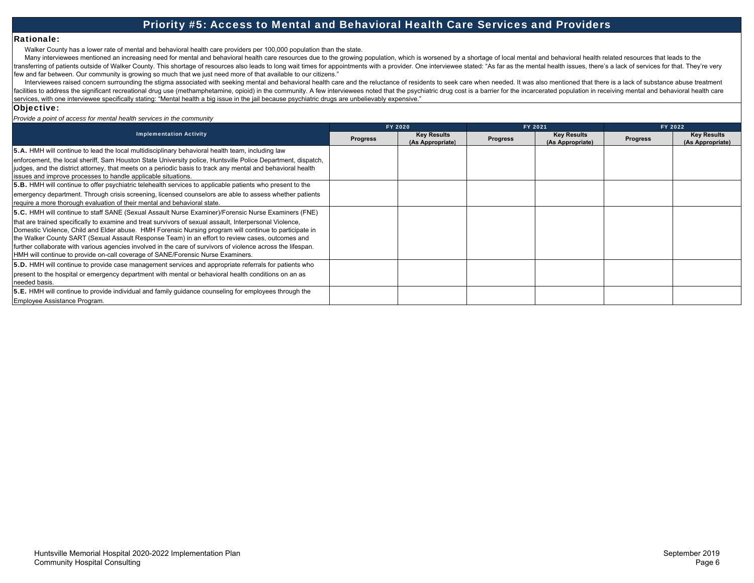# Priority #5: Access to Mental and Behavioral Health Care Services and Providers

## Rationale:

Walker County has a lower rate of mental and behavioral health care providers per 100,000 population than the state.

Many interviewees mentioned an increasing need for mental and behavioral health care resources due to the growing population, which is worsened by a shortage of local mental and behavioral health related resources that leads to the transferring of patients outside of Walker County. This shortage of resources also leads to long wait times for appointments with a provider. One interviewee stated: "As far as the mental health issues, there's a lack of services for that. They're very few and far between. Our community is growing so much that we just need more of that available to our citizens."

Interviewees raised concern surrounding the stigma associated with seeking mental and behavioral health care and the reluctance of residents to seek care when needed. It was also mentioned that there is a lack of substance abuse treatment facilities to address the significant recreational drug use (methamphetamine, opioid) in the community. A few interviewees noted that the psychiatric drug cost is a barrier for the incarcerated population in receiving mental and behavioral health care services, with one interviewee specifically stating: "Mental health a big issue in the jail because psychiatric drugs are unbelievably expensive."

## Objective:

*Provide a point of access for mental health services in the community*

| Implementation Activity | FY 2020 | | FY 2021 | | FY 2022 | |
|---|---|---|---|---|---|---|
| | Progress | Key Results (As Appropriate) | Progress | Key Results (As Appropriate) | Progress | Key Results (As Appropriate) |
| **5.A.** HMH will continue to lead the local multidisciplinary behavioral health team, including law enforcement, the local sheriff, Sam Houston State University police, Huntsville Police Department, dispatch, judges, and the district attorney, that meets on a periodic basis to track any mental and behavioral health issues and improve processes to handle applicable situations. | | | | | | |
| **5.B.** HMH will continue to offer psychiatric telehealth services to applicable patients who present to the emergency department. Through crisis screening, licensed counselors are able to assess whether patients require a more thorough evaluation of their mental and behavioral state. | | | | | | |
| **5.C.** HMH will continue to staff SANE (Sexual Assault Nurse Examiner)/Forensic Nurse Examiners (FNE) that are trained specifically to examine and treat survivors of sexual assault, Interpersonal Violence, Domestic Violence, Child and Elder abuse. HMH Forensic Nursing program will continue to participate in the Walker County SART (Sexual Assault Response Team) in an effort to review cases, outcomes and further collaborate with various agencies involved in the care of survivors of violence across the lifespan. HMH will continue to provide on-call coverage of SANE/Forensic Nurse Examiners. | | | | | | |
| **5.D.** HMH will continue to provide case management services and appropriate referrals for patients who present to the hospital or emergency department with mental or behavioral health conditions on an as needed basis. | | | | | | |
| **5.E.** HMH will continue to provide individual and family guidance counseling for employees through the Employee Assistance Program. | | | | | | |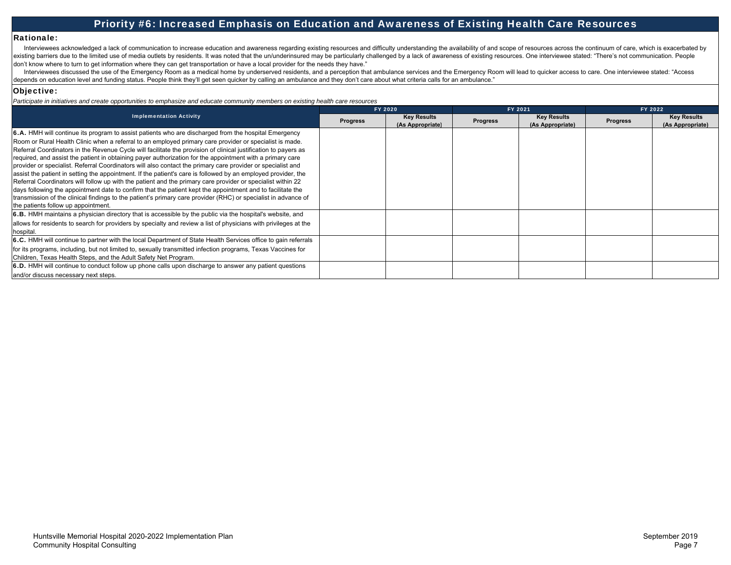# Priority #6: Increased Emphasis on Education and Awareness of Existing Health Care Resources

## Rationale:

Interviewees acknowledged a lack of communication to increase education and awareness regarding existing resources and difficulty understanding the availability of and scope of resources across the continuum of care, which is exacerbated by existing barriers due to the limited use of media outlets by residents. It was noted that the un/underinsured may be particularly challenged by a lack of awareness of existing resources. One interviewee stated: "There's not communication. People don't know where to turn to get information where they can get transportation or have a local provider for the needs they have."

Interviewees discussed the use of the Emergency Room as a medical home by underserved residents, and a perception that ambulance services and the Emergency Room will lead to quicker access to care. One interviewee stated: "Access depends on education level and funding status. People think they'll get seen quicker by calling an ambulance and they don't care about what criteria calls for an ambulance."

## Objective:

*Participate in initiatives and create opportunities to emphasize and educate community members on existing health care resources*

| Implementation Activity | FY 2020 | | FY 2021 | | FY 2022 | |
|---|---|---|---|---|---|---|
| | Progress | Key Results (As Appropriate) | Progress | Key Results (As Appropriate) | Progress | Key Results (As Appropriate) |
| **6.A.** HMH will continue its program to assist patients who are discharged from the hospital Emergency Room or Rural Health Clinic when a referral to an employed primary care provider or specialist is made. Referral Coordinators in the Revenue Cycle will facilitate the provision of clinical justification to payers as required, and assist the patient in obtaining payer authorization for the appointment with a primary care provider or specialist. Referral Coordinators will also contact the primary care provider or specialist and assist the patient in setting the appointment. If the patient's care is followed by an employed provider, the Referral Coordinators will follow up with the patient and the primary care provider or specialist within 22 days following the appointment date to confirm that the patient kept the appointment and to facilitate the transmission of the clinical findings to the patient's primary care provider (RHC) or specialist in advance of the patients follow up appointment. | | | | | | |
| **6.B.** HMH maintains a physician directory that is accessible by the public via the hospital's website, and allows for residents to search for providers by specialty and review a list of physicians with privileges at the hospital. | | | | | | |
| **6.C.** HMH will continue to partner with the local Department of State Health Services office to gain referrals for its programs, including, but not limited to, sexually transmitted infection programs, Texas Vaccines for Children, Texas Health Steps, and the Adult Safety Net Program. | | | | | | |
| **6.D.** HMH will continue to conduct follow up phone calls upon discharge to answer any patient questions and/or discuss necessary next steps. | | | | | | |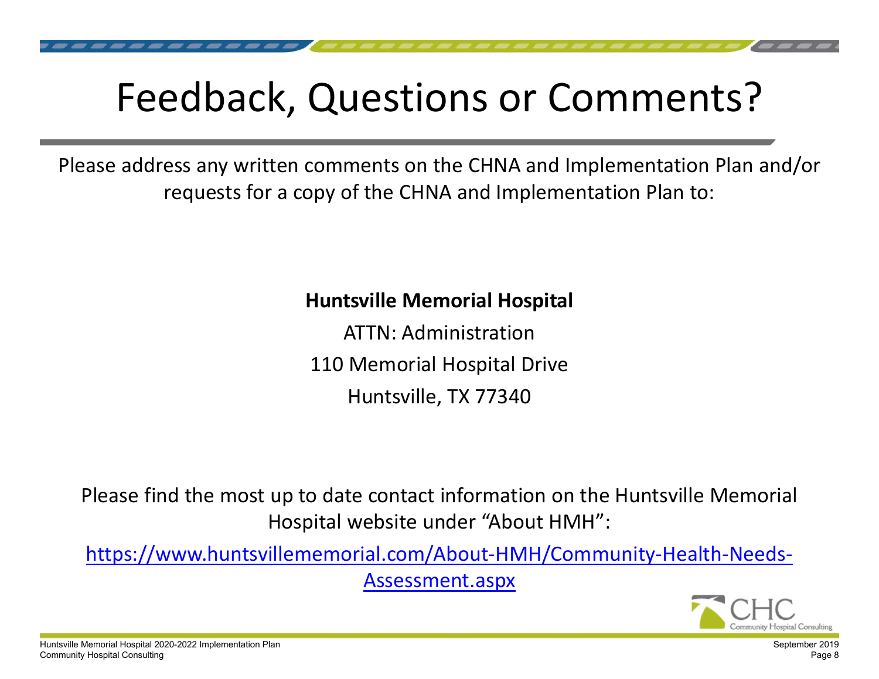# Feedback, Questions or Comments?

Please address any written comments on the CHNA and Implementation Plan and/or requests for a copy of the CHNA and Implementation Plan to:

**Huntsville Memorial Hospital**

ATTN: Administration

110 Memorial Hospital Drive

Huntsville, TX 77340

Please find the most up to date contact information on the Huntsville Memorial Hospital website under "About HMH":

https://www.huntsvillememorial.com/About-HMH/Community-Health-Needs-Assessment.aspx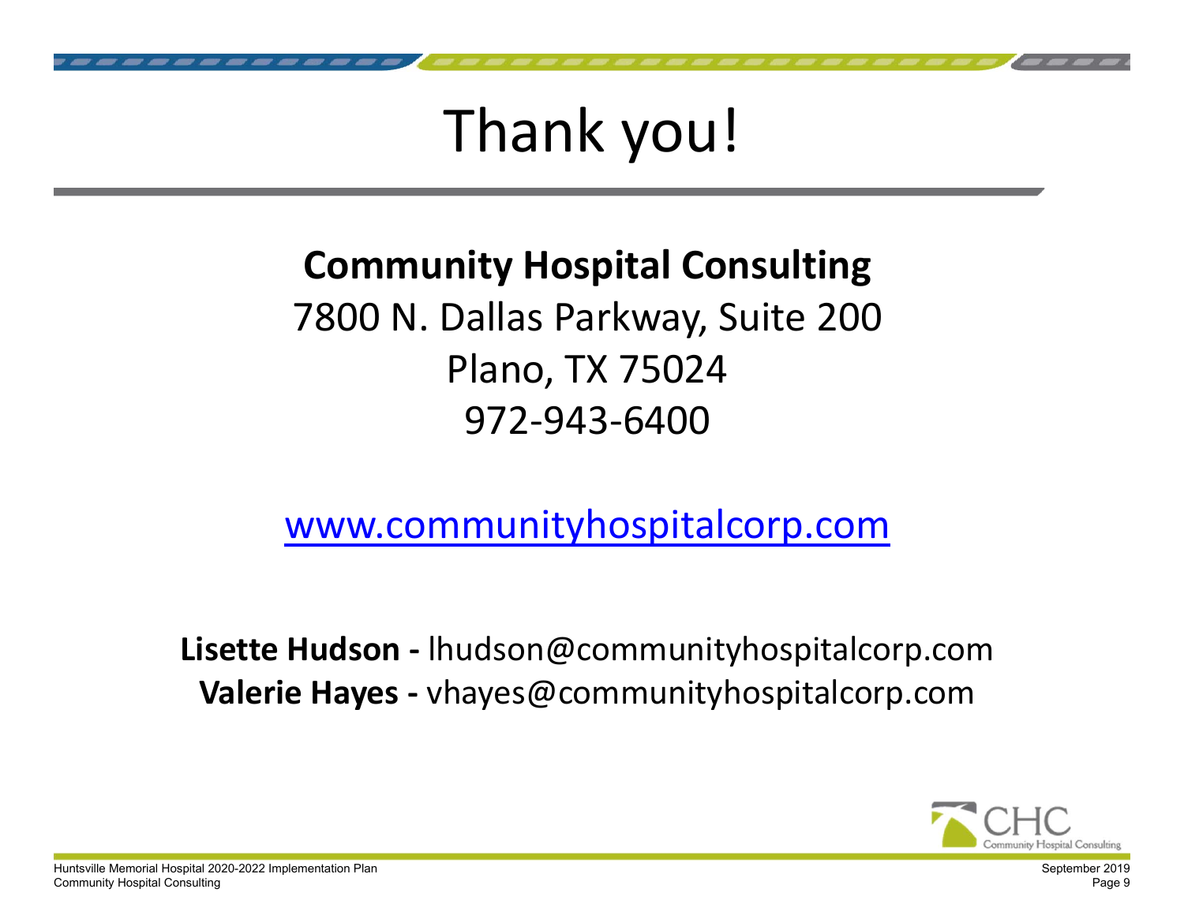# Thank you!

**Community Hospital Consulting**

7800 N. Dallas Parkway, Suite 200

Plano, TX 75024

972-943-6400

www.communityhospitalcorp.com

**Lisette Hudson -** lhudson@communityhospitalcorp.com

**Valerie Hayes -** vhayes@communityhospitalcorp.com